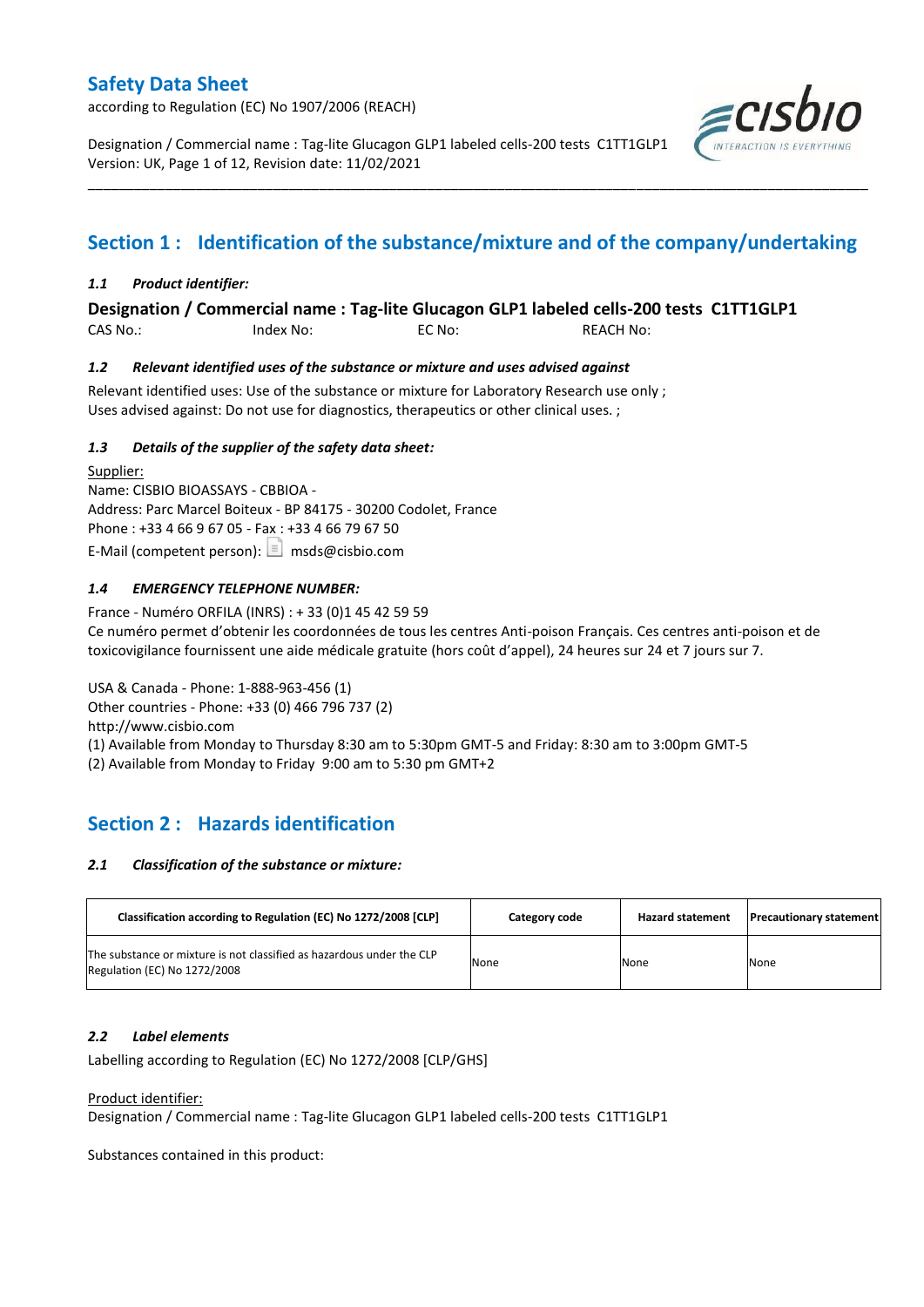# Safety Data Sheet

according to Regulation (EC) No 1907/2006 (REACH)

Designation / Commercial name : Tag-lite Glucagon GLP1 labeled cells-200 tests C1TT1GLP1
Version: UK, Page 1 of 12, Revision date: 11/02/2021

## Section 1 : Identification of the substance/mixture and of the company/undertaking

### *1.1 Product identifier:*

**Designation / Commercial name : Tag-lite Glucagon GLP1 labeled cells-200 tests C1TT1GLP1**

CAS No.: Index No: EC No: REACH No:

### *1.2 Relevant identified uses of the substance or mixture and uses advised against*

Relevant identified uses: Use of the substance or mixture for Laboratory Research use only ;
Uses advised against: Do not use for diagnostics, therapeutics or other clinical uses. ;

### *1.3 Details of the supplier of the safety data sheet:*

Supplier:
Name: CISBIO BIOASSAYS - CBBIOA -
Address: Parc Marcel Boiteux - BP 84175 - 30200 Codolet, France
Phone : +33 4 66 9 67 05 - Fax : +33 4 66 79 67 50
E-Mail (competent person): msds@cisbio.com

### *1.4 EMERGENCY TELEPHONE NUMBER:*

France - Numéro ORFILA (INRS) : + 33 (0)1 45 42 59 59
Ce numéro permet d'obtenir les coordonnées de tous les centres Anti-poison Français. Ces centres anti-poison et de toxicovigilance fournissent une aide médicale gratuite (hors coût d'appel), 24 heures sur 24 et 7 jours sur 7.

USA & Canada - Phone: 1-888-963-456 (1)
Other countries - Phone: +33 (0) 466 796 737 (2)
http://www.cisbio.com
(1) Available from Monday to Thursday 8:30 am to 5:30pm GMT-5 and Friday: 8:30 am to 3:00pm GMT-5
(2) Available from Monday to Friday 9:00 am to 5:30 pm GMT+2

## Section 2 : Hazards identification

### *2.1 Classification of the substance or mixture:*

| Classification according to Regulation (EC) No 1272/2008 [CLP] | Category code | Hazard statement | Precautionary statement |
|---|---|---|---|
| The substance or mixture is not classified as hazardous under the CLP Regulation (EC) No 1272/2008 | None | None | None |

### *2.2 Label elements*

Labelling according to Regulation (EC) No 1272/2008 [CLP/GHS]

Product identifier:
Designation / Commercial name : Tag-lite Glucagon GLP1 labeled cells-200 tests C1TT1GLP1

Substances contained in this product: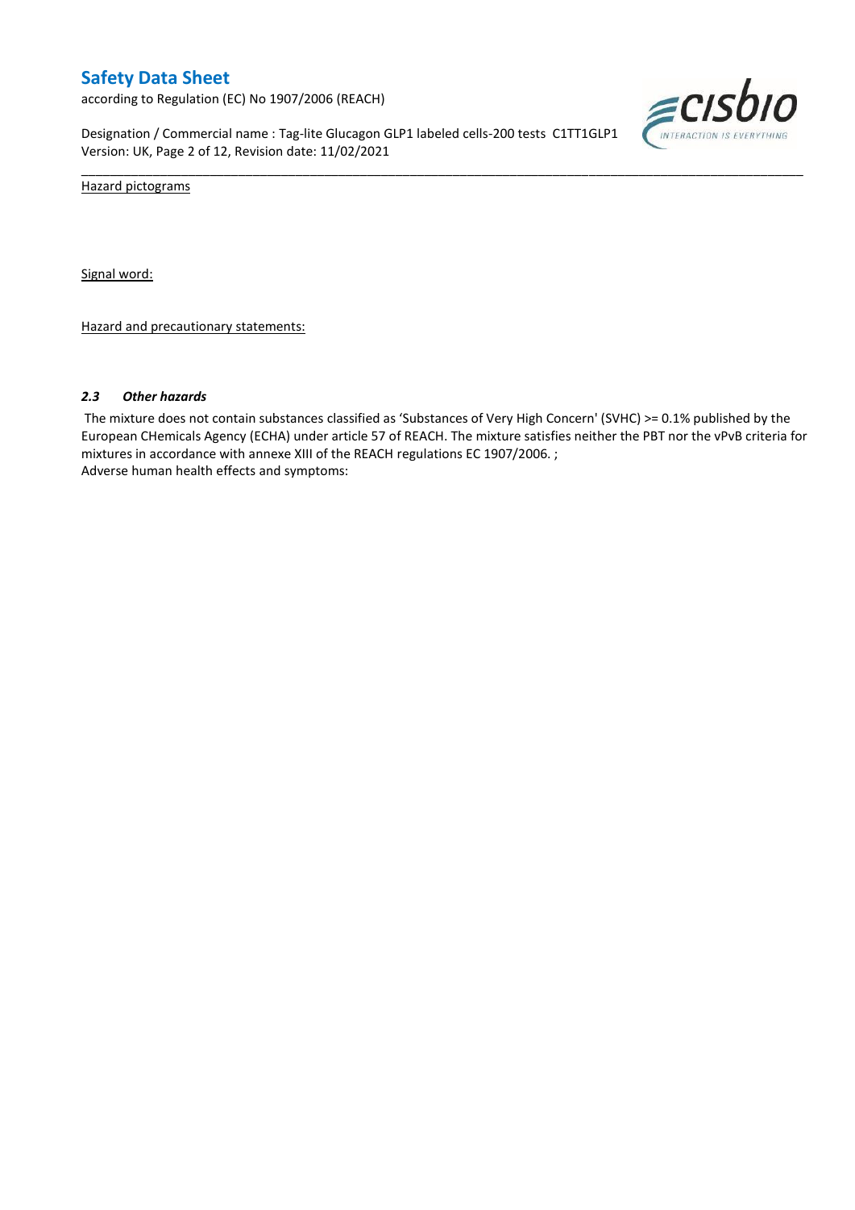Hazard pictograms

Signal word:

Hazard and precautionary statements:

### *2.3 Other hazards*

The mixture does not contain substances classified as 'Substances of Very High Concern' (SVHC) >= 0.1% published by the European CHemicals Agency (ECHA) under article 57 of REACH. The mixture satisfies neither the PBT nor the vPvB criteria for mixtures in accordance with annexe XIII of the REACH regulations EC 1907/2006. ;
Adverse human health effects and symptoms: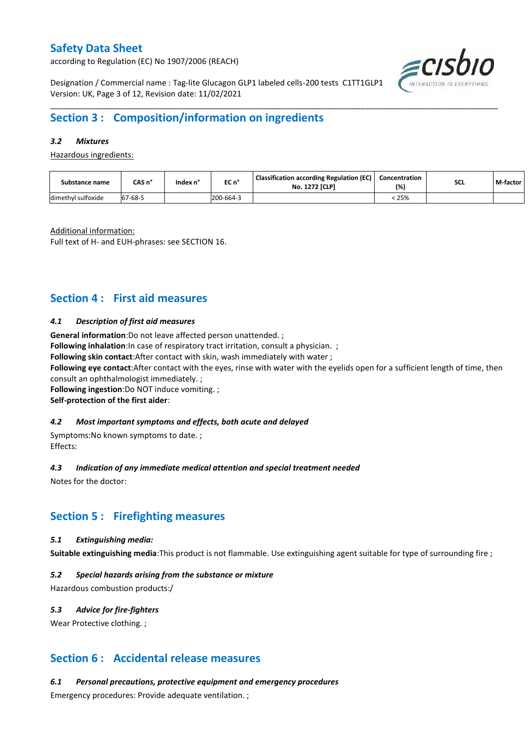## Section 3 : Composition/information on ingredients

### *3.2 Mixtures*

Hazardous ingredients:

| Substance name | CAS n° | Index n° | EC n° | Classification according Regulation (EC) No. 1272 [CLP] | Concentration (%) | SCL | M-factor |
|---|---|---|---|---|---|---|---|
| dimethyl sulfoxide | 67-68-5 | | 200-664-3 | | < 25% | | |

Additional information:
Full text of H- and EUH-phrases: see SECTION 16.

## Section 4 : First aid measures

### *4.1 Description of first aid measures*

**General information**:Do not leave affected person unattended. ;
**Following inhalation**:In case of respiratory tract irritation, consult a physician. ;
**Following skin contact**:After contact with skin, wash immediately with water ;
**Following eye contact**:After contact with the eyes, rinse with water with the eyelids open for a sufficient length of time, then consult an ophthalmologist immediately. ;
**Following ingestion**:Do NOT induce vomiting. ;
**Self-protection of the first aider**:

### *4.2 Most important symptoms and effects, both acute and delayed*

Symptoms:No known symptoms to date. ;
Effects:

### *4.3 Indication of any immediate medical attention and special treatment needed*

Notes for the doctor:

## Section 5 : Firefighting measures

### *5.1 Extinguishing media:*

**Suitable extinguishing media**:This product is not flammable. Use extinguishing agent suitable for type of surrounding fire ;

### *5.2 Special hazards arising from the substance or mixture*

Hazardous combustion products:/

### *5.3 Advice for fire-fighters*

Wear Protective clothing. ;

## Section 6 : Accidental release measures

### *6.1 Personal precautions, protective equipment and emergency procedures*

Emergency procedures: Provide adequate ventilation. ;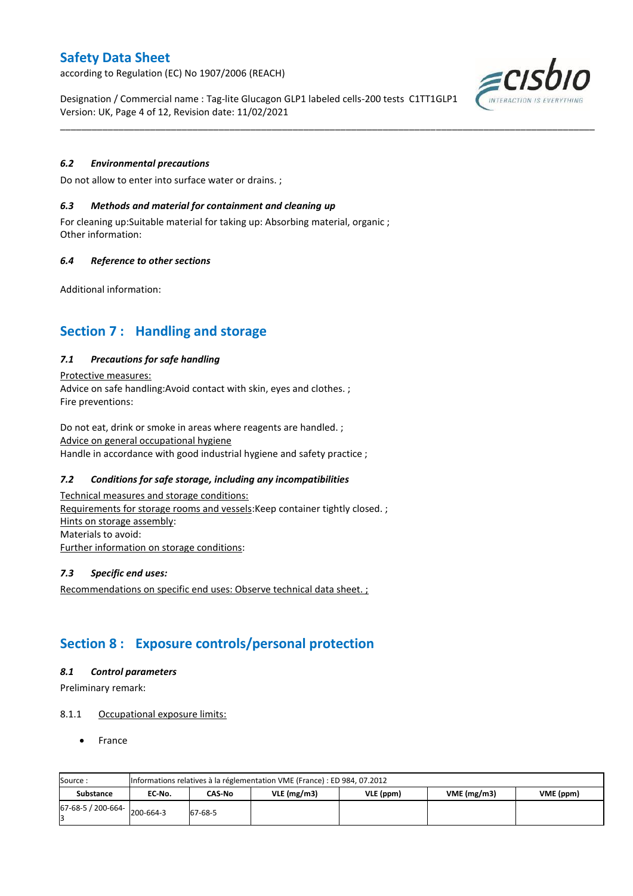#### 6.2 Environmental precautions

Do not allow to enter into surface water or drains. ;

#### 6.3 Methods and material for containment and cleaning up

For cleaning up:Suitable material for taking up: Absorbing material, organic ;
Other information:

#### 6.4 Reference to other sections

Additional information:

## Section 7 : Handling and storage

#### 7.1 Precautions for safe handling

Protective measures:
Advice on safe handling:Avoid contact with skin, eyes and clothes. ;
Fire preventions:

Do not eat, drink or smoke in areas where reagents are handled. ;
Advice on general occupational hygiene
Handle in accordance with good industrial hygiene and safety practice ;

#### 7.2 Conditions for safe storage, including any incompatibilities

Technical measures and storage conditions:
Requirements for storage rooms and vessels:Keep container tightly closed. ;
Hints on storage assembly:
Materials to avoid:
Further information on storage conditions:

#### 7.3 Specific end uses:

Recommendations on specific end uses: Observe technical data sheet. ;

## Section 8 : Exposure controls/personal protection

#### 8.1 Control parameters

Preliminary remark:

8.1.1 Occupational exposure limits:

- France

| Source : | Informations relatives à la réglementation VME (France) : ED 984, 07.2012 | | | | | |
|---|---|---|---|---|---|---|
| Substance | EC-No. | CAS-No | VLE (mg/m3) | VLE (ppm) | VME (mg/m3) | VME (ppm) |
| 67-68-5 / 200-664-3 | 200-664-3 | 67-68-5 | | | | |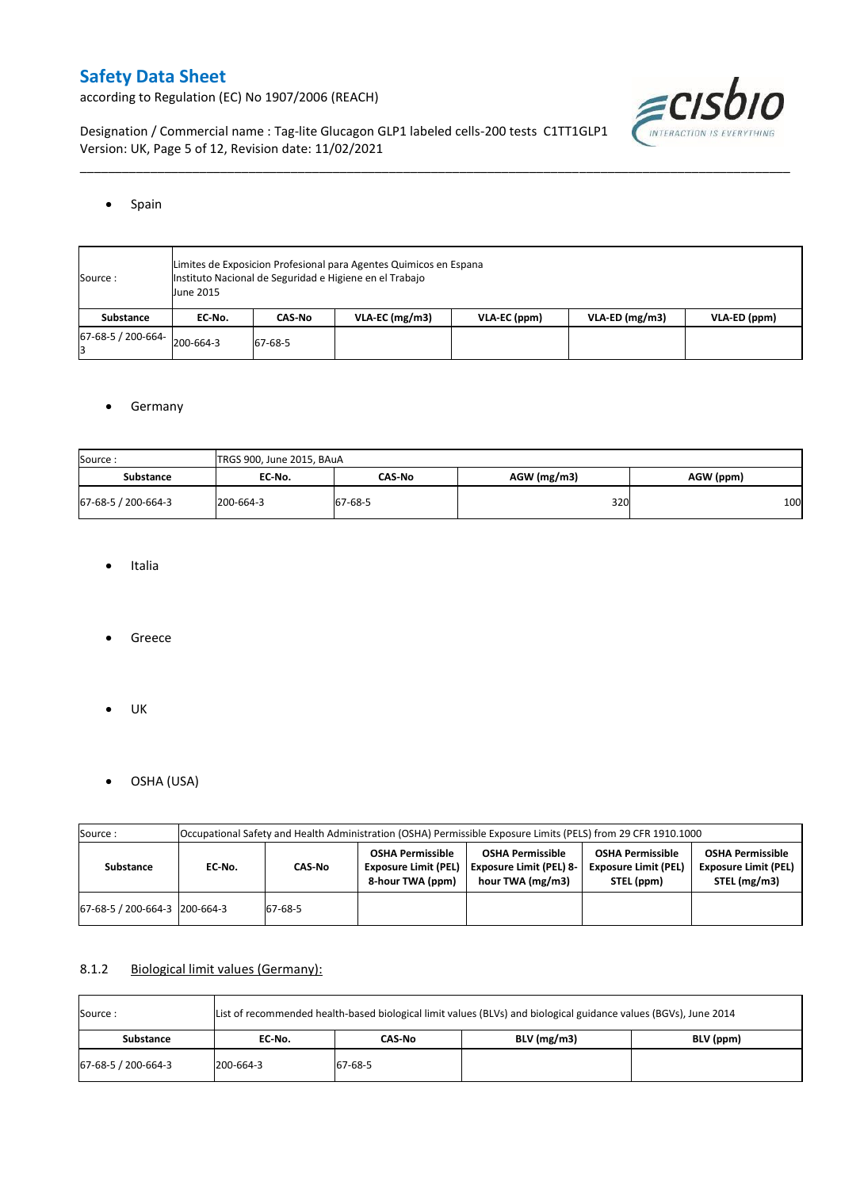- Spain

| Source : | Limites de Exposicion Profesional para Agentes Quimicos en Espana<br>Instituto Nacional de Seguridad e Higiene en el Trabajo<br>June 2015 | | | | | |
|---|---|---|---|---|---|---|
| **Substance** | **EC-No.** | **CAS-No** | **VLA-EC (mg/m3)** | **VLA-EC (ppm)** | **VLA-ED (mg/m3)** | **VLA-ED (ppm)** |
| 67-68-5 / 200-664-3 | 200-664-3 | 67-68-5 | | | | |

- Germany

| Source : | TRGS 900, June 2015, BAuA | | | |
|---|---|---|---|---|
| **Substance** | **EC-No.** | **CAS-No** | **AGW (mg/m3)** | **AGW (ppm)** |
| 67-68-5 / 200-664-3 | 200-664-3 | 67-68-5 | 320 | 100 |

- Italia

- Greece

- UK

- OSHA (USA)

| Source : | Occupational Safety and Health Administration (OSHA) Permissible Exposure Limits (PELS) from 29 CFR 1910.1000 | | | | | |
|---|---|---|---|---|---|---|
| **Substance** | **EC-No.** | **CAS-No** | **OSHA Permissible Exposure Limit (PEL) 8-hour TWA (ppm)** | **OSHA Permissible Exposure Limit (PEL) 8-hour TWA (mg/m3)** | **OSHA Permissible Exposure Limit (PEL) STEL (ppm)** | **OSHA Permissible Exposure Limit (PEL) STEL (mg/m3)** |
| 67-68-5 / 200-664-3 | 200-664-3 | 67-68-5 | | | | |

8.1.2 Biological limit values (Germany):

| Source : | List of recommended health-based biological limit values (BLVs) and biological guidance values (BGVs), June 2014 | | | |
|---|---|---|---|---|
| **Substance** | **EC-No.** | **CAS-No** | **BLV (mg/m3)** | **BLV (ppm)** |
| 67-68-5 / 200-664-3 | 200-664-3 | 67-68-5 | | |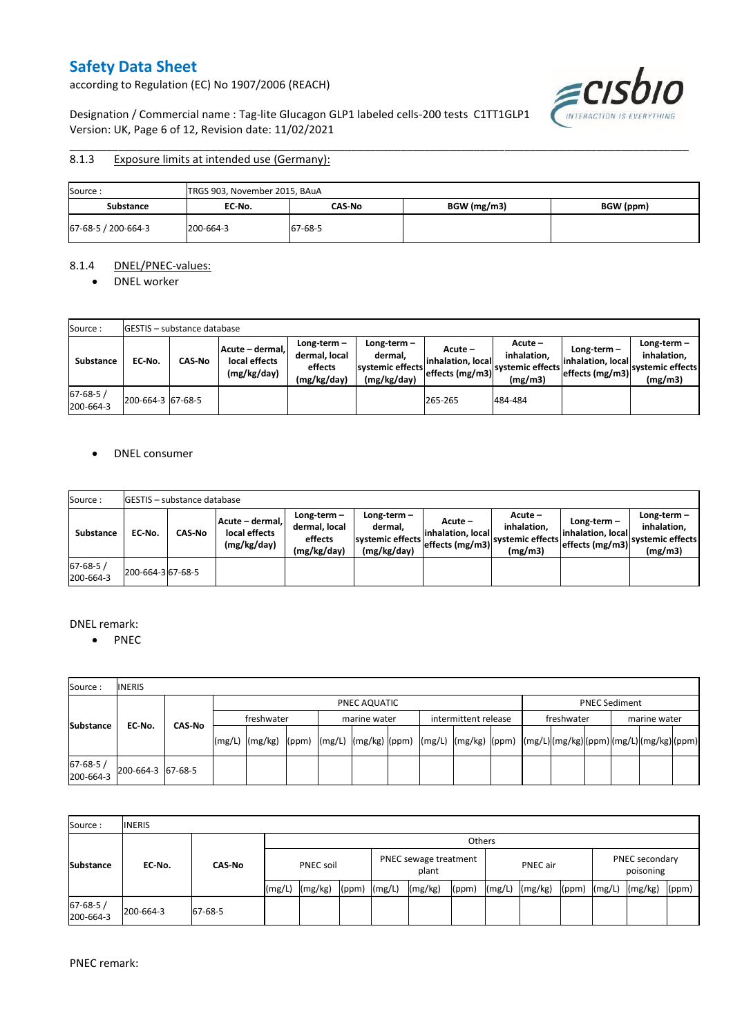### 8.1.3 Exposure limits at intended use (Germany):

| Source : | TRGS 903, November 2015, BAuA | | | |
|---|---|---|---|---|
| **Substance** | **EC-No.** | **CAS-No** | **BGW (mg/m3)** | **BGW (ppm)** |
| 67-68-5 / 200-664-3 | 200-664-3 | 67-68-5 | | |

### 8.1.4 DNEL/PNEC-values:

- DNEL worker

| Source : | GESTIS – substance database | | | | | | | | |
|---|---|---|---|---|---|---|---|---|---|
| **Substance** | **EC-No.** | **CAS-No** | **Acute – dermal, local effects (mg/kg/day)** | **Long-term – dermal, local effects (mg/kg/day)** | **Long-term – dermal, systemic effects (mg/kg/day)** | **Acute – inhalation, local effects (mg/m3)** | **Acute – inhalation, systemic effects (mg/m3)** | **Long-term – inhalation, local effects (mg/m3)** | **Long-term – inhalation, systemic effects (mg/m3)** |
| 67-68-5 / 200-664-3 | 200-664-3 | 67-68-5 | | | | 265-265 | 484-484 | | |

- DNEL consumer

| Source : | GESTIS – substance database | | | | | | | | |
|---|---|---|---|---|---|---|---|---|---|
| **Substance** | **EC-No.** | **CAS-No** | **Acute – dermal, local effects (mg/kg/day)** | **Long-term – dermal, local effects (mg/kg/day)** | **Long-term – dermal, systemic effects (mg/kg/day)** | **Acute – inhalation, local effects (mg/m3)** | **Acute – inhalation, systemic effects (mg/m3)** | **Long-term – inhalation, local effects (mg/m3)** | **Long-term – inhalation, systemic effects (mg/m3)** |
| 67-68-5 / 200-664-3 | 200-664-3 | 67-68-5 | | | | | | | |

DNEL remark:

- PNEC

| Source : | INERIS | | | | | | | | | | | | | | | | | | | | |
|---|---|---|---|---|---|---|---|---|---|---|---|---|---|---|---|---|---|---|---|---|---|
| **Substance** | **EC-No.** | **CAS-No** | PNEC AQUATIC | | | | | | | | | PNEC Sediment | | | | | |
| | | | freshwater | | | marine water | | | intermittent release | | | freshwater | | | marine water | | |
| | | | (mg/L) | (mg/kg) | (ppm) | (mg/L) | (mg/kg) | (ppm) | (mg/L) | (mg/kg) | (ppm) | (mg/L) | (mg/kg) | (ppm) | (mg/L) | (mg/kg) | (ppm) |
| 67-68-5 / 200-664-3 | 200-664-3 | 67-68-5 | | | | | | | | | | | | | | | |

| Source : | INERIS | | | | | | | | | | | | | | |
|---|---|---|---|---|---|---|---|---|---|---|---|---|---|---|---|
| **Substance** | **EC-No.** | **CAS-No** | Others | | | | | | | | | | | | |
| | | | PNEC soil | | | PNEC sewage treatment plant | | | PNEC air | | | PNEC secondary poisoning | | |
| | | | (mg/L) | (mg/kg) | (ppm) | (mg/L) | (mg/kg) | (ppm) | (mg/L) | (mg/kg) | (ppm) | (mg/L) | (mg/kg) | (ppm) |
| 67-68-5 / 200-664-3 | 200-664-3 | 67-68-5 | | | | | | | | | | | | |

PNEC remark: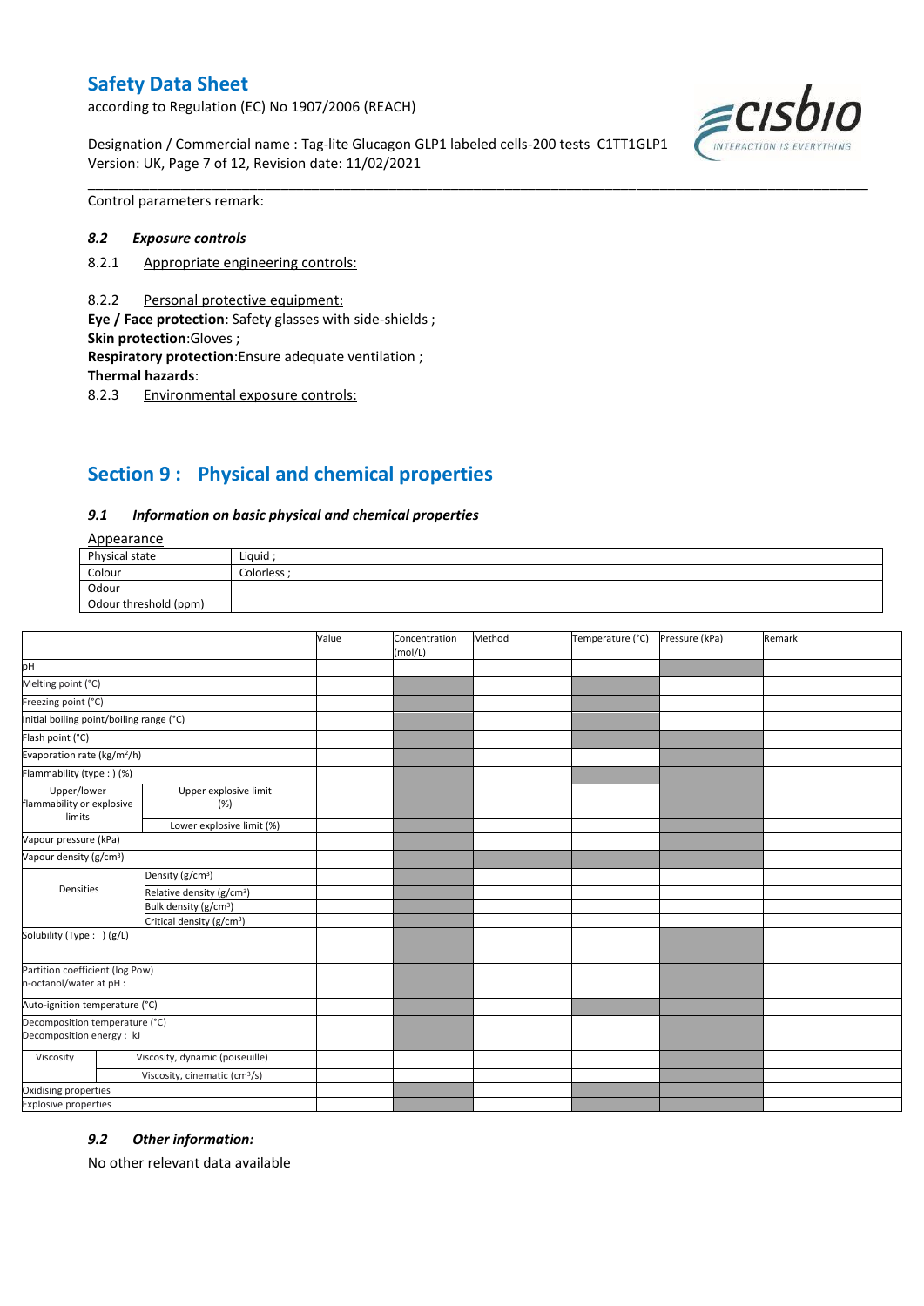Control parameters remark:

### *8.2 Exposure controls*

8.2.1 Appropriate engineering controls:

8.2.2 Personal protective equipment:

**Eye / Face protection**: Safety glasses with side-shields ;
**Skin protection**:Gloves ;
**Respiratory protection**:Ensure adequate ventilation ;
**Thermal hazards**:

8.2.3 Environmental exposure controls:

## Section 9 : Physical and chemical properties

### *9.1 Information on basic physical and chemical properties*

Appearance

| Physical state | Liquid ; |
|---|---|
| Colour | Colorless ; |
| Odour | |
| Odour threshold (ppm) | |

| | | Value | Concentration (mol/L) | Method | Temperature (°C) | Pressure (kPa) | Remark |
|---|---|---|---|---|---|---|---|
| pH | | | | | | | |
| Melting point (°C) | | | | | | | |
| Freezing point (°C) | | | | | | | |
| Initial boiling point/boiling range (°C) | | | | | | | |
| Flash point (°C) | | | | | | | |
| Evaporation rate (kg/m²/h) | | | | | | | |
| Flammability (type : ) (%) | | | | | | | |
| Upper/lower flammability or explosive limits | Upper explosive limit (%) | | | | | | |
| | Lower explosive limit (%) | | | | | | |
| Vapour pressure (kPa) | | | | | | | |
| Vapour density (g/cm³) | | | | | | | |
| Densities | Density (g/cm³) | | | | | | |
| | Relative density (g/cm³) | | | | | | |
| | Bulk density (g/cm³) | | | | | | |
| | Critical density (g/cm³) | | | | | | |
| Solubility (Type : ) (g/L) | | | | | | | |
| Partition coefficient (log Pow) n-octanol/water at pH : | | | | | | | |
| Auto-ignition temperature (°C) | | | | | | | |
| Decomposition temperature (°C) Decomposition energy : kJ | | | | | | | |
| Viscosity | Viscosity, dynamic (poiseuille) | | | | | | |
| | Viscosity, cinematic (cm³/s) | | | | | | |
| Oxidising properties | | | | | | | |
| Explosive properties | | | | | | | |

### *9.2 Other information:*

No other relevant data available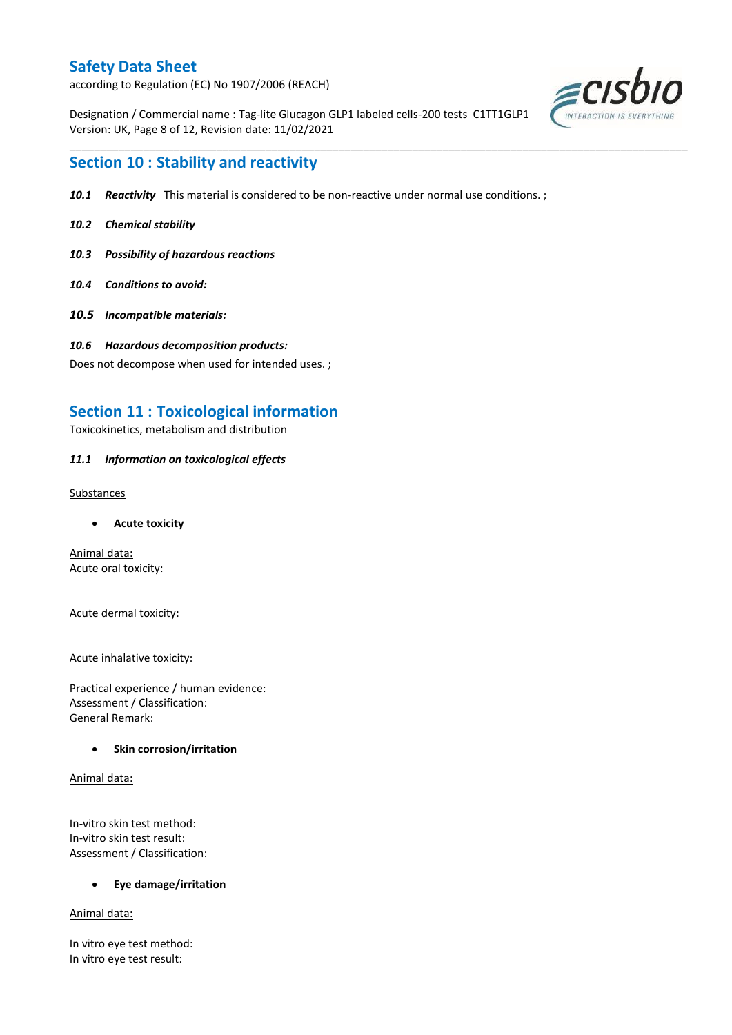## Section 10 : Stability and reactivity

***10.1 Reactivity*** This material is considered to be non-reactive under normal use conditions. ;

***10.2 Chemical stability***

***10.3 Possibility of hazardous reactions***

***10.4 Conditions to avoid:***

***10.5 Incompatible materials:***

***10.6 Hazardous decomposition products:***

Does not decompose when used for intended uses. ;

## Section 11 : Toxicological information

Toxicokinetics, metabolism and distribution

***11.1 Information on toxicological effects***

Substances

- **Acute toxicity**

Animal data:
Acute oral toxicity:

Acute dermal toxicity:

Acute inhalative toxicity:

Practical experience / human evidence:
Assessment / Classification:
General Remark:

- **Skin corrosion/irritation**

Animal data:

In-vitro skin test method:
In-vitro skin test result:
Assessment / Classification:

- **Eye damage/irritation**

Animal data:

In vitro eye test method:
In vitro eye test result: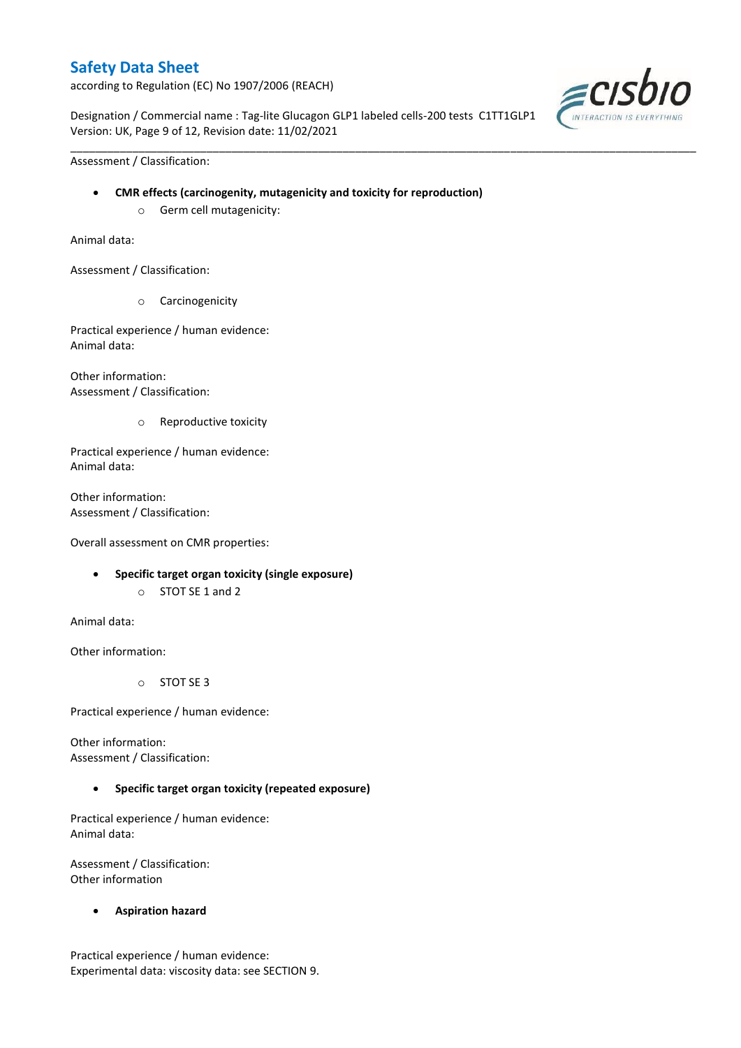Assessment / Classification:

- **CMR effects (carcinogenity, mutagenicity and toxicity for reproduction)**
  - Germ cell mutagenicity:

Animal data:

Assessment / Classification:

  - Carcinogenicity

Practical experience / human evidence:
Animal data:

Other information:
Assessment / Classification:

  - Reproductive toxicity

Practical experience / human evidence:
Animal data:

Other information:
Assessment / Classification:

Overall assessment on CMR properties:

- **Specific target organ toxicity (single exposure)**
  - STOT SE 1 and 2

Animal data:

Other information:

  - STOT SE 3

Practical experience / human evidence:

Other information:
Assessment / Classification:

- **Specific target organ toxicity (repeated exposure)**

Practical experience / human evidence:
Animal data:

Assessment / Classification:
Other information

- **Aspiration hazard**

Practical experience / human evidence:
Experimental data: viscosity data: see SECTION 9.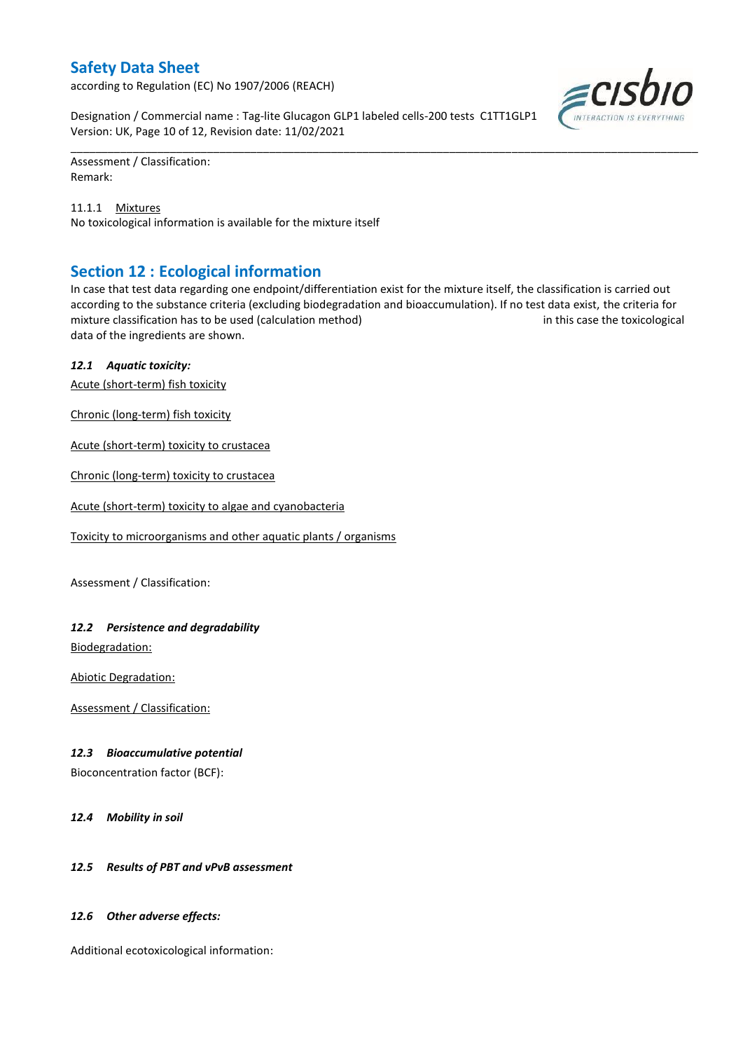Assessment / Classification:
Remark:

11.1.1 Mixtures
No toxicological information is available for the mixture itself

## Section 12 : Ecological information

In case that test data regarding one endpoint/differentiation exist for the mixture itself, the classification is carried out according to the substance criteria (excluding biodegradation and bioaccumulation). If no test data exist, the criteria for mixture classification has to be used (calculation method) in this case the toxicological data of the ingredients are shown.

### *12.1 Aquatic toxicity:*

Acute (short-term) fish toxicity

Chronic (long-term) fish toxicity

Acute (short-term) toxicity to crustacea

Chronic (long-term) toxicity to crustacea

Acute (short-term) toxicity to algae and cyanobacteria

Toxicity to microorganisms and other aquatic plants / organisms

Assessment / Classification:

### *12.2 Persistence and degradability*

Biodegradation:

Abiotic Degradation:

Assessment / Classification:

### *12.3 Bioaccumulative potential*

Bioconcentration factor (BCF):

### *12.4 Mobility in soil*

### *12.5 Results of PBT and vPvB assessment*

### *12.6 Other adverse effects:*

Additional ecotoxicological information: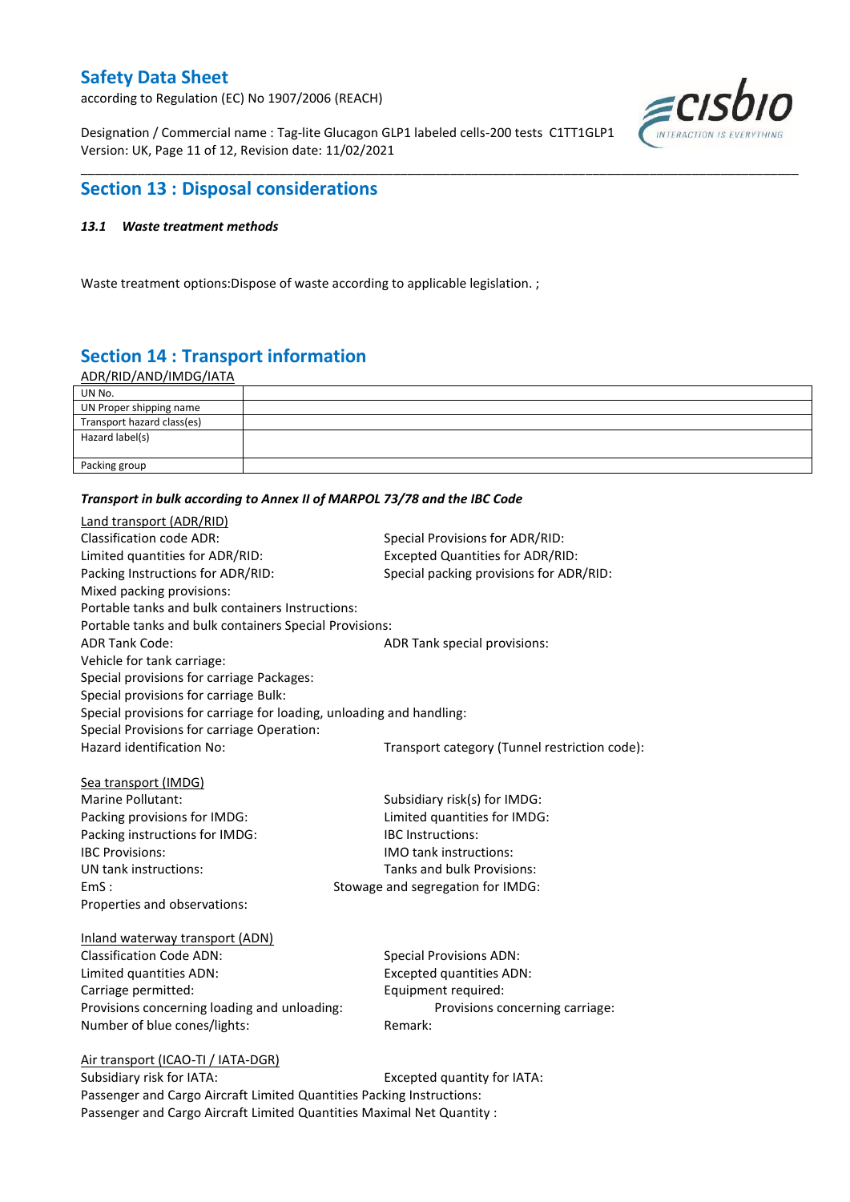## Section 13 : Disposal considerations

### *13.1 Waste treatment methods*

Waste treatment options:Dispose of waste according to applicable legislation. ;

## Section 14 : Transport information

ADR/RID/AND/IMDG/IATA

| UN No. | |
|---|---|
| UN Proper shipping name | |
| Transport hazard class(es) | |
| Hazard label(s) | |
| Packing group | |

***Transport in bulk according to Annex II of MARPOL 73/78 and the IBC Code***

Land transport (ADR/RID)

Classification code ADR:

Special Provisions for ADR/RID:

Limited quantities for ADR/RID:

Excepted Quantities for ADR/RID:

Packing Instructions for ADR/RID:

Special packing provisions for ADR/RID:

Mixed packing provisions:

Portable tanks and bulk containers Instructions:

Portable tanks and bulk containers Special Provisions:

ADR Tank Code:

ADR Tank special provisions:

Vehicle for tank carriage:

Special provisions for carriage Packages:

Special provisions for carriage Bulk:

Special provisions for carriage for loading, unloading and handling:

Special Provisions for carriage Operation:

Hazard identification No:

Transport category (Tunnel restriction code):

Sea transport (IMDG)

Marine Pollutant:

Subsidiary risk(s) for IMDG:

Packing provisions for IMDG:

Limited quantities for IMDG:

Packing instructions for IMDG:

IBC Instructions:

IBC Provisions:

IMO tank instructions:

UN tank instructions:

Tanks and bulk Provisions:

EmS :

Stowage and segregation for IMDG:

Properties and observations:

Inland waterway transport (ADN)

Classification Code ADN:

Special Provisions ADN:

Limited quantities ADN:

Excepted quantities ADN:

Carriage permitted:

Equipment required:

Provisions concerning loading and unloading:

Provisions concerning carriage:

Number of blue cones/lights:

Remark:

Air transport (ICAO-TI / IATA-DGR)

Subsidiary risk for IATA:

Excepted quantity for IATA:

Passenger and Cargo Aircraft Limited Quantities Packing Instructions:

Passenger and Cargo Aircraft Limited Quantities Maximal Net Quantity :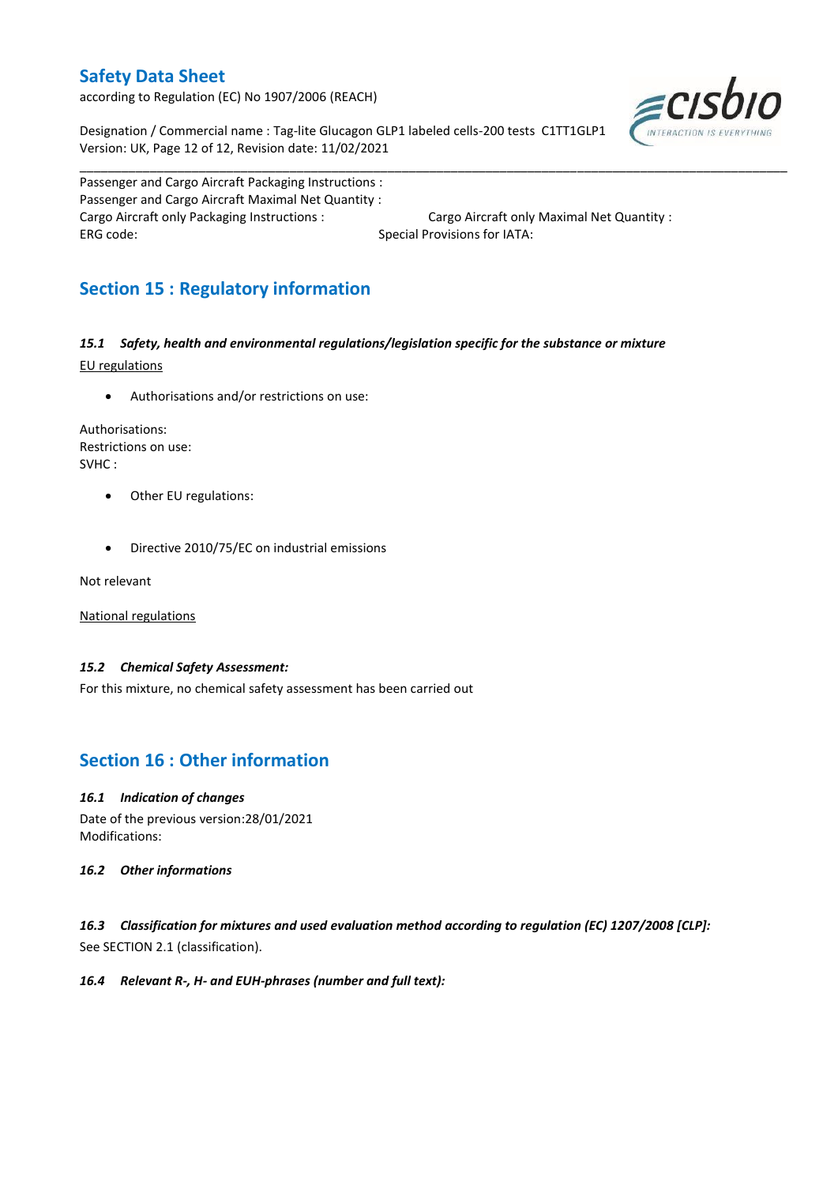Passenger and Cargo Aircraft Packaging Instructions :
Passenger and Cargo Aircraft Maximal Net Quantity :
Cargo Aircraft only Packaging Instructions : Cargo Aircraft only Maximal Net Quantity :
ERG code: Special Provisions for IATA:

## Section 15 : Regulatory information

### *15.1 Safety, health and environmental regulations/legislation specific for the substance or mixture*

EU regulations

- Authorisations and/or restrictions on use:

Authorisations:
Restrictions on use:
SVHC :

- Other EU regulations:

- Directive 2010/75/EC on industrial emissions

Not relevant

National regulations

### *15.2 Chemical Safety Assessment:*

For this mixture, no chemical safety assessment has been carried out

## Section 16 : Other information

### *16.1 Indication of changes*

Date of the previous version:28/01/2021
Modifications:

### *16.2 Other informations*

### *16.3 Classification for mixtures and used evaluation method according to regulation (EC) 1207/2008 [CLP]:*

See SECTION 2.1 (classification).

### *16.4 Relevant R-, H- and EUH-phrases (number and full text):*